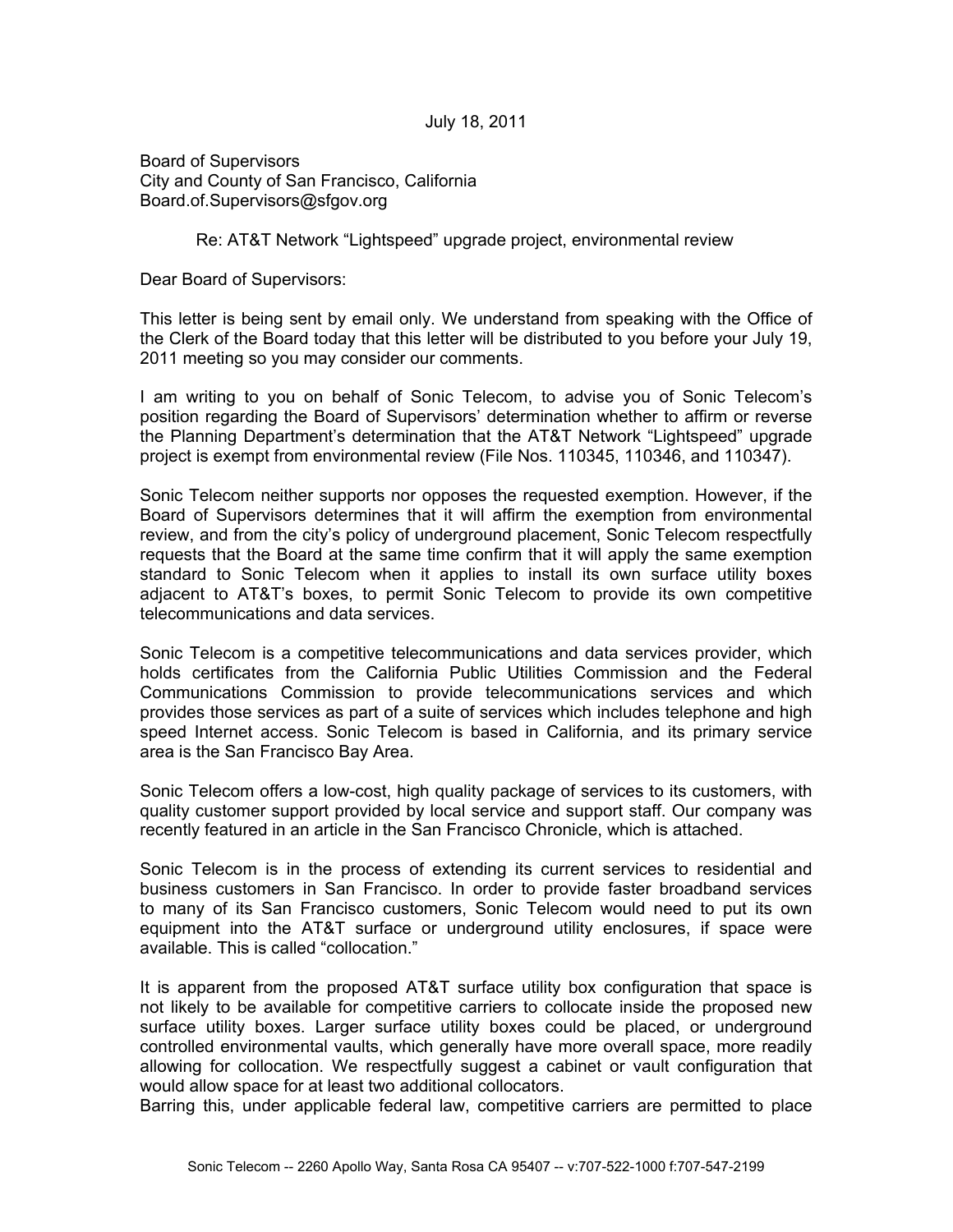July 18, 2011

Board of Supervisors
City and County of San Francisco, California
Board.of.Supervisors@sfgov.org

Re: AT&T Network "Lightspeed" upgrade project, environmental review

Dear Board of Supervisors:

This letter is being sent by email only. We understand from speaking with the Office of the Clerk of the Board today that this letter will be distributed to you before your July 19, 2011 meeting so you may consider our comments.

I am writing to you on behalf of Sonic Telecom, to advise you of Sonic Telecom's position regarding the Board of Supervisors' determination whether to affirm or reverse the Planning Department's determination that the AT&T Network "Lightspeed" upgrade project is exempt from environmental review (File Nos. 110345, 110346, and 110347).

Sonic Telecom neither supports nor opposes the requested exemption. However, if the Board of Supervisors determines that it will affirm the exemption from environmental review, and from the city's policy of underground placement, Sonic Telecom respectfully requests that the Board at the same time confirm that it will apply the same exemption standard to Sonic Telecom when it applies to install its own surface utility boxes adjacent to AT&T's boxes, to permit Sonic Telecom to provide its own competitive telecommunications and data services.

Sonic Telecom is a competitive telecommunications and data services provider, which holds certificates from the California Public Utilities Commission and the Federal Communications Commission to provide telecommunications services and which provides those services as part of a suite of services which includes telephone and high speed Internet access. Sonic Telecom is based in California, and its primary service area is the San Francisco Bay Area.

Sonic Telecom offers a low-cost, high quality package of services to its customers, with quality customer support provided by local service and support staff. Our company was recently featured in an article in the San Francisco Chronicle, which is attached.

Sonic Telecom is in the process of extending its current services to residential and business customers in San Francisco. In order to provide faster broadband services to many of its San Francisco customers, Sonic Telecom would need to put its own equipment into the AT&T surface or underground utility enclosures, if space were available. This is called "collocation."

It is apparent from the proposed AT&T surface utility box configuration that space is not likely to be available for competitive carriers to collocate inside the proposed new surface utility boxes. Larger surface utility boxes could be placed, or underground controlled environmental vaults, which generally have more overall space, more readily allowing for collocation. We respectfully suggest a cabinet or vault configuration that would allow space for at least two additional collocators.

Barring this, under applicable federal law, competitive carriers are permitted to place

Sonic Telecom -- 2260 Apollo Way, Santa Rosa CA 95407 -- v:707-522-1000 f:707-547-2199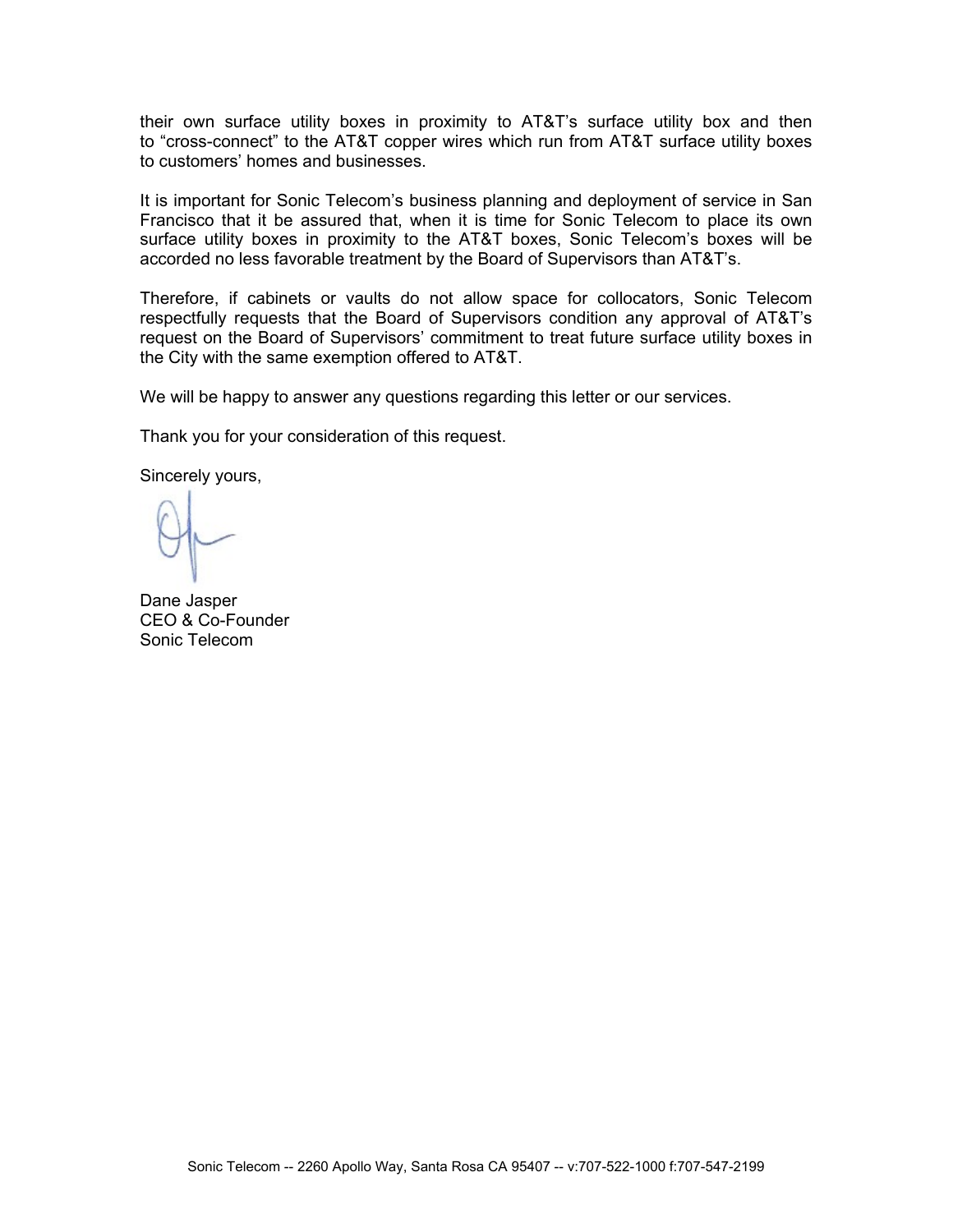their own surface utility boxes in proximity to AT&T's surface utility box and then to "cross-connect" to the AT&T copper wires which run from AT&T surface utility boxes to customers' homes and businesses.

It is important for Sonic Telecom's business planning and deployment of service in San Francisco that it be assured that, when it is time for Sonic Telecom to place its own surface utility boxes in proximity to the AT&T boxes, Sonic Telecom's boxes will be accorded no less favorable treatment by the Board of Supervisors than AT&T's.

Therefore, if cabinets or vaults do not allow space for collocators, Sonic Telecom respectfully requests that the Board of Supervisors condition any approval of AT&T's request on the Board of Supervisors' commitment to treat future surface utility boxes in the City with the same exemption offered to AT&T.

We will be happy to answer any questions regarding this letter or our services.

Thank you for your consideration of this request.

Sincerely yours,

Dane Jasper
CEO & Co-Founder
Sonic Telecom

Sonic Telecom -- 2260 Apollo Way, Santa Rosa CA 95407 -- v:707-522-1000 f:707-547-2199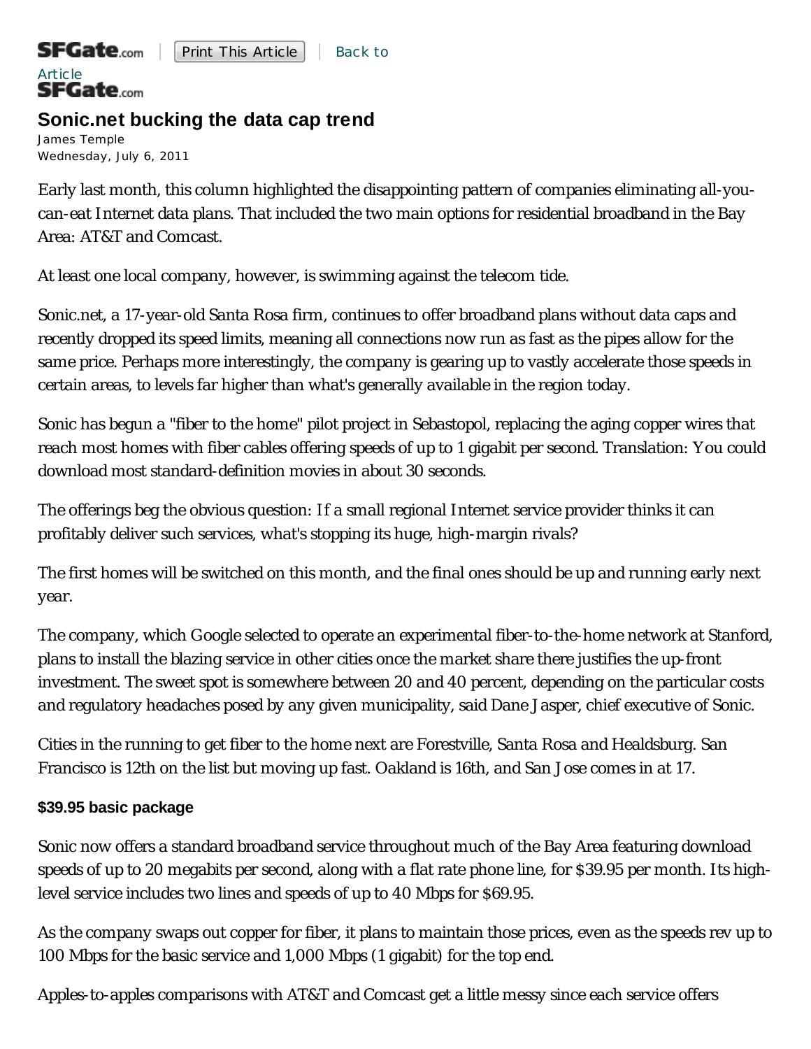# Sonic.net bucking the data cap trend

James Temple
Wednesday, July 6, 2011

Early last month, this column highlighted the disappointing pattern of companies eliminating all-you-can-eat Internet data plans. That included the two main options for residential broadband in the Bay Area: AT&T and Comcast.

At least one local company, however, is swimming against the telecom tide.

Sonic.net, a 17-year-old Santa Rosa firm, continues to offer broadband plans without data caps and recently dropped its speed limits, meaning all connections now run as fast as the pipes allow for the same price. Perhaps more interestingly, the company is gearing up to vastly accelerate those speeds in certain areas, to levels far higher than what's generally available in the region today.

Sonic has begun a "fiber to the home" pilot project in Sebastopol, replacing the aging copper wires that reach most homes with fiber cables offering speeds of up to 1 gigabit per second. Translation: You could download most standard-definition movies in about 30 seconds.

The offerings beg the obvious question: If a small regional Internet service provider thinks it can profitably deliver such services, what's stopping its huge, high-margin rivals?

The first homes will be switched on this month, and the final ones should be up and running early next year.

The company, which Google selected to operate an experimental fiber-to-the-home network at Stanford, plans to install the blazing service in other cities once the market share there justifies the up-front investment. The sweet spot is somewhere between 20 and 40 percent, depending on the particular costs and regulatory headaches posed by any given municipality, said Dane Jasper, chief executive of Sonic.

Cities in the running to get fiber to the home next are Forestville, Santa Rosa and Healdsburg. San Francisco is 12th on the list but moving up fast. Oakland is 16th, and San Jose comes in at 17.

### $39.95 basic package

Sonic now offers a standard broadband service throughout much of the Bay Area featuring download speeds of up to 20 megabits per second, along with a flat rate phone line, for $39.95 per month. Its high-level service includes two lines and speeds of up to 40 Mbps for $69.95.

As the company swaps out copper for fiber, it plans to maintain those prices, even as the speeds rev up to 100 Mbps for the basic service and 1,000 Mbps (1 gigabit) for the top end.

Apples-to-apples comparisons with AT&T and Comcast get a little messy since each service offers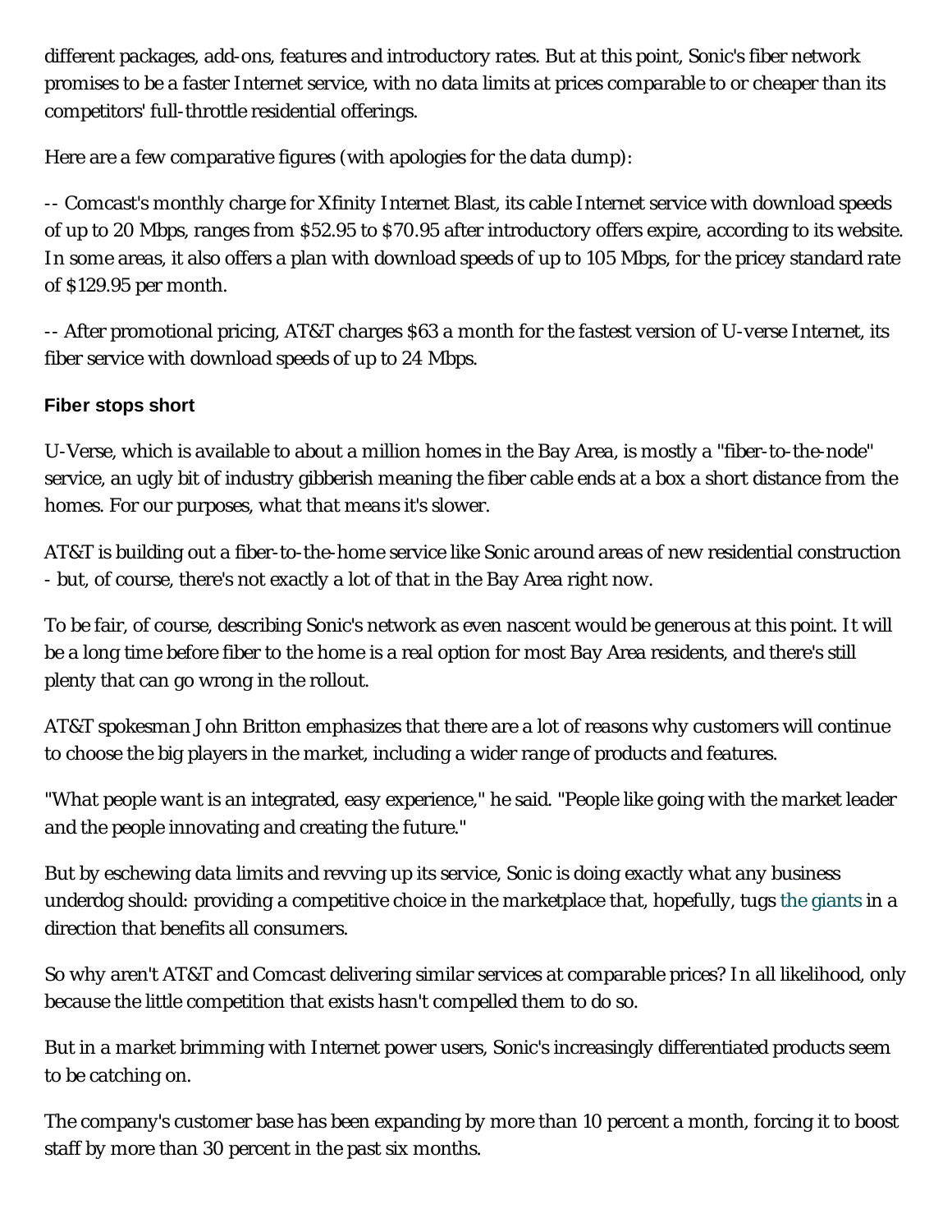different packages, add-ons, features and introductory rates. But at this point, Sonic's fiber network promises to be a faster Internet service, with no data limits at prices comparable to or cheaper than its competitors' full-throttle residential offerings.

Here are a few comparative figures (with apologies for the data dump):

-- Comcast's monthly charge for Xfinity Internet Blast, its cable Internet service with download speeds of up to 20 Mbps, ranges from $52.95 to $70.95 after introductory offers expire, according to its website. In some areas, it also offers a plan with download speeds of up to 105 Mbps, for the pricey standard rate of $129.95 per month.

-- After promotional pricing, AT&T charges $63 a month for the fastest version of U-verse Internet, its fiber service with download speeds of up to 24 Mbps.

### Fiber stops short

U-Verse, which is available to about a million homes in the Bay Area, is mostly a "fiber-to-the-node" service, an ugly bit of industry gibberish meaning the fiber cable ends at a box a short distance from the homes. For our purposes, what that means it's slower.

AT&T is building out a fiber-to-the-home service like Sonic around areas of new residential construction - but, of course, there's not exactly a lot of that in the Bay Area right now.

To be fair, of course, describing Sonic's network as even nascent would be generous at this point. It will be a long time before fiber to the home is a real option for most Bay Area residents, and there's still plenty that can go wrong in the rollout.

AT&T spokesman John Britton emphasizes that there are a lot of reasons why customers will continue to choose the big players in the market, including a wider range of products and features.

"What people want is an integrated, easy experience," he said. "People like going with the market leader and the people innovating and creating the future."

But by eschewing data limits and revving up its service, Sonic is doing exactly what any business underdog should: providing a competitive choice in the marketplace that, hopefully, tugs the giants in a direction that benefits all consumers.

So why aren't AT&T and Comcast delivering similar services at comparable prices? In all likelihood, only because the little competition that exists hasn't compelled them to do so.

But in a market brimming with Internet power users, Sonic's increasingly differentiated products seem to be catching on.

The company's customer base has been expanding by more than 10 percent a month, forcing it to boost staff by more than 30 percent in the past six months.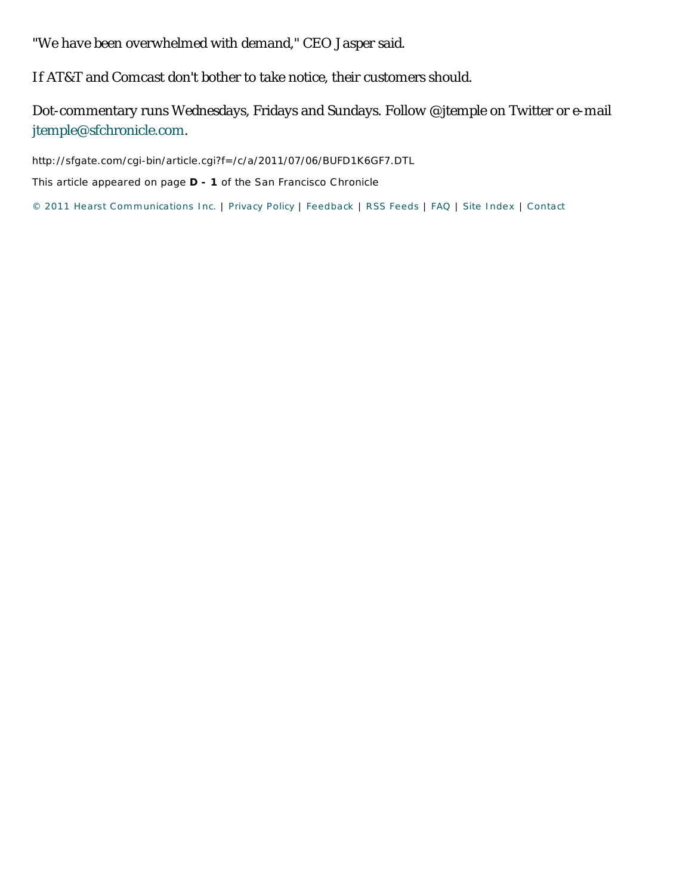"We have been overwhelmed with demand," CEO Jasper said.

If AT&T and Comcast don't bother to take notice, their customers should.

Dot-commentary runs Wednesdays, Fridays and Sundays. Follow @jtemple on Twitter or e-mail jtemple@sfchronicle.com.

http://sfgate.com/cgi-bin/article.cgi?f=/c/a/2011/07/06/BUFD1K6GF7.DTL

This article appeared on page **D - 1** of the San Francisco Chronicle

© 2011 Hearst Communications Inc. | Privacy Policy | Feedback | RSS Feeds | FAQ | Site Index | Contact